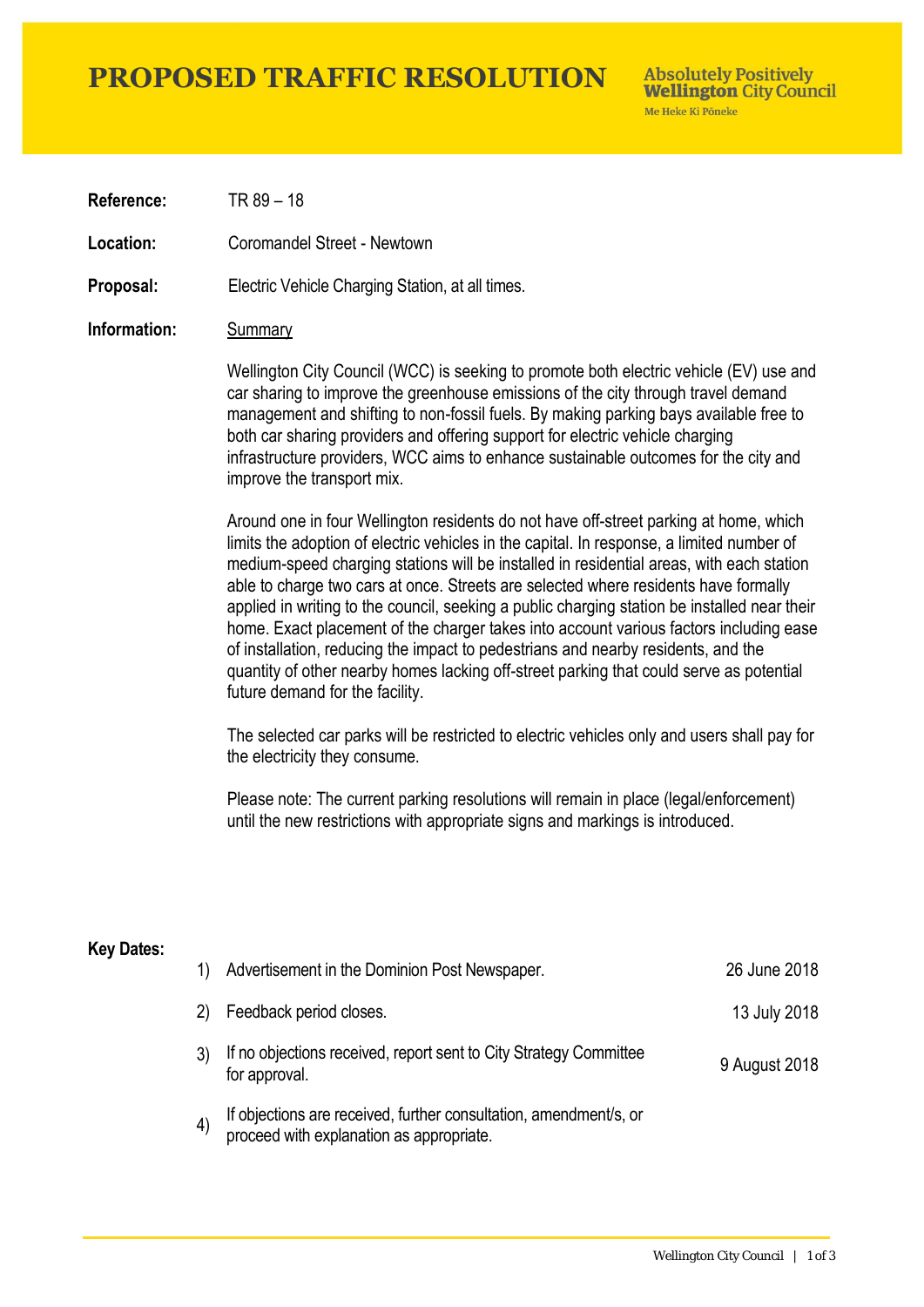# PROPOSED TRAFFIC RESOLUTION

**Absolutely Positively Wellington City Council**
Me Heke Ki Pōneke

**Reference:** TR 89 – 18

**Location:** Coromandel Street - Newtown

**Proposal:** Electric Vehicle Charging Station, at all times.

**Information:** Summary

Wellington City Council (WCC) is seeking to promote both electric vehicle (EV) use and car sharing to improve the greenhouse emissions of the city through travel demand management and shifting to non-fossil fuels. By making parking bays available free to both car sharing providers and offering support for electric vehicle charging infrastructure providers, WCC aims to enhance sustainable outcomes for the city and improve the transport mix.

Around one in four Wellington residents do not have off-street parking at home, which limits the adoption of electric vehicles in the capital. In response, a limited number of medium-speed charging stations will be installed in residential areas, with each station able to charge two cars at once. Streets are selected where residents have formally applied in writing to the council, seeking a public charging station be installed near their home. Exact placement of the charger takes into account various factors including ease of installation, reducing the impact to pedestrians and nearby residents, and the quantity of other nearby homes lacking off-street parking that could serve as potential future demand for the facility.

The selected car parks will be restricted to electric vehicles only and users shall pay for the electricity they consume.

Please note: The current parking resolutions will remain in place (legal/enforcement) until the new restrictions with appropriate signs and markings is introduced.

**Key Dates:**

| | | |
|---|---|---|
| 1) | Advertisement in the Dominion Post Newspaper. | 26 June 2018 |
| 2) | Feedback period closes. | 13 July 2018 |
| 3) | If no objections received, report sent to City Strategy Committee for approval. | 9 August 2018 |
| 4) | If objections are received, further consultation, amendment/s, or proceed with explanation as appropriate. | |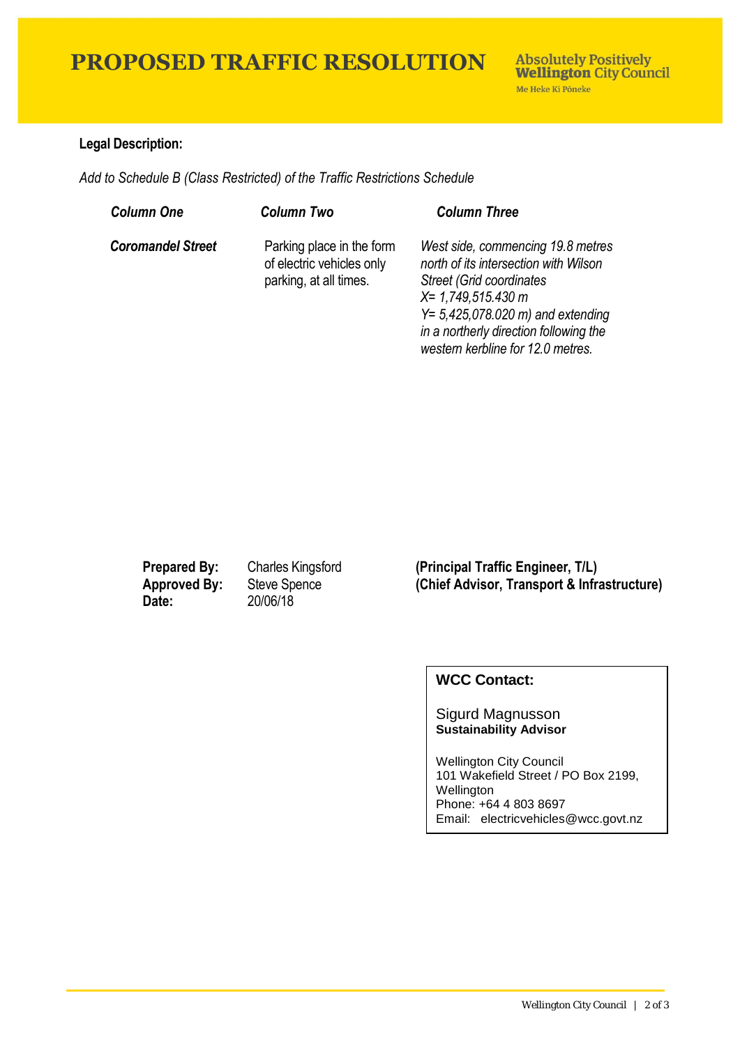# PROPOSED TRAFFIC RESOLUTION

**Absolutely Positively Wellington City Council**
Me Heke Ki Pōneke

**Legal Description:**

*Add to Schedule B (Class Restricted) of the Traffic Restrictions Schedule*

| ***Column One*** | ***Column Two*** | ***Column Three*** |
|---|---|---|
| ***Coromandel Street*** | Parking place in the form of electric vehicles only parking, at all times. | *West side, commencing 19.8 metres north of its intersection with Wilson Street (Grid coordinates X= 1,749,515.430 m Y= 5,425,078.020 m) and extending in a northerly direction following the western kerbline for 12.0 metres.* |

**Prepared By:** Charles Kingsford **(Principal Traffic Engineer, T/L)**
**Approved By:** Steve Spence **(Chief Advisor, Transport & Infrastructure)**
**Date:** 20/06/18

**WCC Contact:**

Sigurd Magnusson
**Sustainability Advisor**

Wellington City Council
101 Wakefield Street / PO Box 2199, Wellington
Phone: +64 4 803 8697
Email: electricvehicles@wcc.govt.nz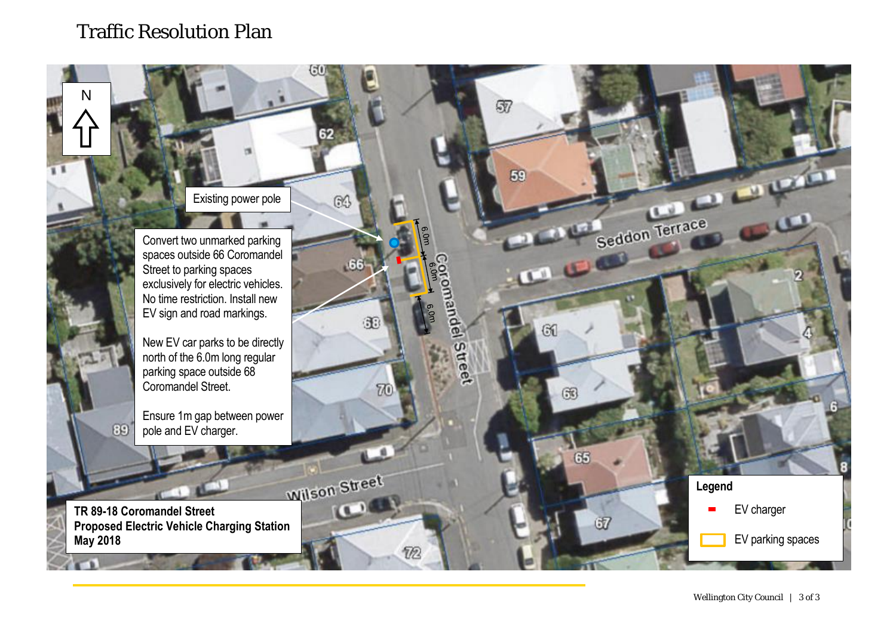# Traffic Resolution Plan

N

Existing power pole

Convert two unmarked parking spaces outside 66 Coromandel Street to parking spaces exclusively for electric vehicles. No time restriction. Install new EV sign and road markings.

New EV car parks to be directly north of the 6.0m long regular parking space outside 68 Coromandel Street.

Ensure 1m gap between power pole and EV charger.

6.0m

6.0m

6.0m

Coromandel Street

Seddon Terrace

Wilson Street

60, 62, 64, 66, 68, 70, 72, 89, 57, 59, 61, 63, 65, 67, 2, 4, 6, 8

**TR 89-18 Coromandel Street**
**Proposed Electric Vehicle Charging Station**
**May 2018**

**Legend**

EV charger

EV parking spaces

Wellington City Council